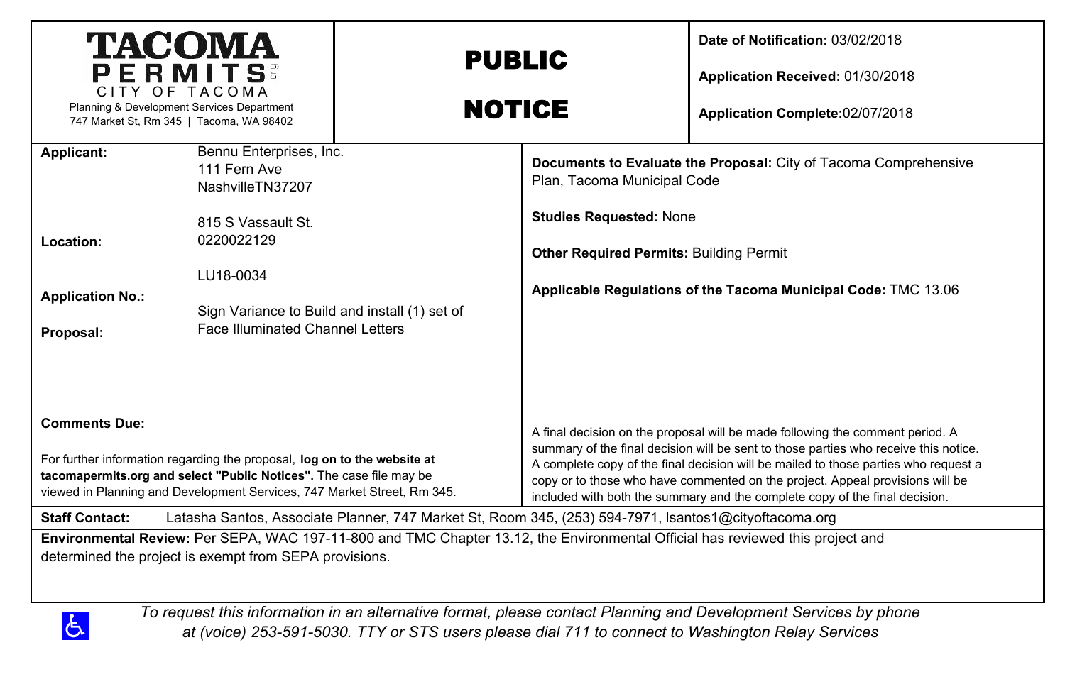**TACOMA PERMITS** .org
CITY OF TACOMA
Planning & Development Services Department
747 Market St, Rm 345 | Tacoma, WA 98402

# PUBLIC NOTICE

**Date of Notification:** 03/02/2018

**Application Received:** 01/30/2018

**Application Complete:** 02/07/2018

| | |
|---|---|
| **Applicant:** | Bennu Enterprises, Inc.<br>111 Fern Ave<br>NashvilleTN37207 |
| **Location:** | 815 S Vassault St.<br>0220022129 |
| **Application No.:** | LU18-0034 |
| **Proposal:** | Sign Variance to Build and install (1) set of Face Illuminated Channel Letters |

**Documents to Evaluate the Proposal:** City of Tacoma Comprehensive Plan, Tacoma Municipal Code

**Studies Requested:** None

**Other Required Permits:** Building Permit

**Applicable Regulations of the Tacoma Municipal Code:** TMC 13.06

**Comments Due:**

For further information regarding the proposal, **log on to the website at tacomapermits.org and select "Public Notices".** The case file may be viewed in Planning and Development Services, 747 Market Street, Rm 345.

A final decision on the proposal will be made following the comment period. A summary of the final decision will be sent to those parties who receive this notice. A complete copy of the final decision will be mailed to those parties who request a copy or to those who have commented on the project. Appeal provisions will be included with both the summary and the complete copy of the final decision.

**Staff Contact:** Latasha Santos, Associate Planner, 747 Market St, Room 345, (253) 594-7971, lsantos1@cityoftacoma.org

**Environmental Review:** Per SEPA, WAC 197-11-800 and TMC Chapter 13.12, the Environmental Official has reviewed this project and determined the project is exempt from SEPA provisions.

*To request this information in an alternative format, please contact Planning and Development Services by phone at (voice) 253-591-5030. TTY or STS users please dial 711 to connect to Washington Relay Services*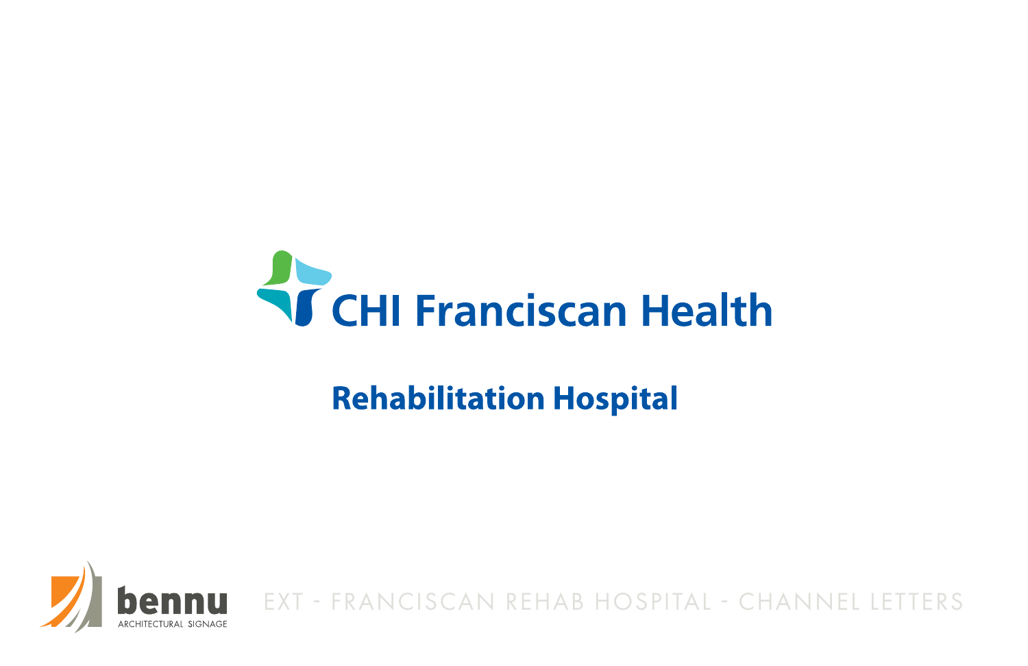# CHI Franciscan Health

## Rehabilitation Hospital

bennu
ARCHITECTURAL SIGNAGE

EXT - FRANCISCAN REHAB HOSPITAL - CHANNEL LETTERS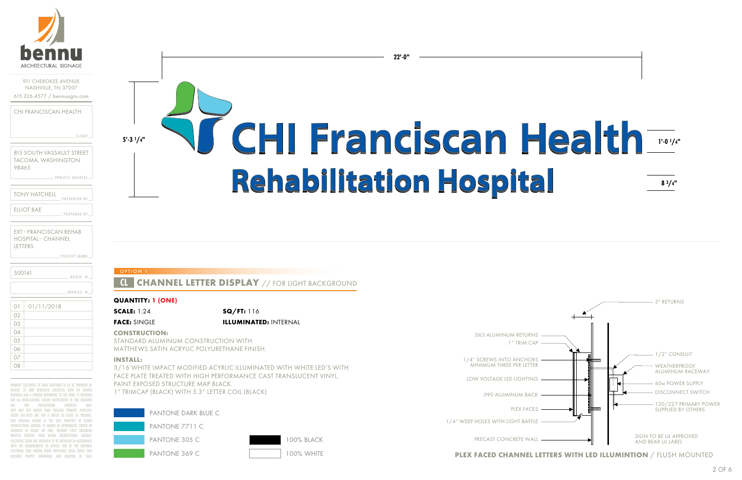**bennu**
ARCHITECTURAL SIGNAGE

911 CHEROKEE AVENUE
NASHVILLE, TN 37207
615.226.4577 / bennusigns.com

CHI FRANCISCAN HEALTH
CLIENT

815 SOUTH VASSAULT STREET
TACOMA, WASHINGTON
98465
PROJECT ADDRESS

TONY HATCHELL
PRESENTED BY

ELLIOT BAE
PREPARED BY

EXT - FRANCISCAN REHAB HOSPITAL - CHANNEL LETTERS
PROJECT NAME

500141
QUOTE #

INVOICE #

| | |
|---|---|
| 01 | 01/11/2018 |
| 02 | |
| 03 | |
| 04 | |
| 05 | |
| 06 | |
| 07 | |
| 08 | |

PRIMARY ELECTRICAL TO SIGN LOCATIONS IS TO BE PROVIDED BY OTHERS. 20 AMP DEDICATED CIRCUIT(S) WITH NO SHARED NEUTRALS AND A GROUND RETURNING TO THE PANEL IS REQUIRED FOR ALL INSTALLATIONS. COLORS REPRESENTED IN THIS DRAWING ARE FOR PRESENTATION PURPOSES ONLY. THEY MAY NOT MATCH YOUR FINISHED PRODUCT PERFECTLY. COLOR CALL-OUTS ARE FOR A MATCH AS CLOSE AS POSSIBLE. THIS ORIGINAL DESIGN IS THE SOLE PROPERTY OF BENNU ARCHITECTURAL SIGNAGE. IT CANNOT BE REPRODUCED, COPIED OR EXHIBITED IN WHOLE OR PART WITHOUT FIRST OBTAINING WRITTEN CONSENT FROM BENNU ARCHITECTURAL SIGNAGE. ELECTRICAL SIGNS ARE INTENDED TO BE INSTALLED IN ACCORDANCE WITH THE REQUIREMENTS OF ARTICLE 600 OF THE NATIONAL ELECTRICAL CODE AND/OR OTHER APPLICABLE LOCAL CODES. THIS INCLUDES PROPER GROUNDING AND BONDING OF SIGN.

22'-0"

5'-3 1/4"

CHI Franciscan Health

Rehabilitation Hospital

1'-0 1/4"

8 3/4"

OPTION 1

## CL CHANNEL LETTER DISPLAY // FOR LIGHT BACKGROUND

**QUANTITY: 1 (ONE)**

**SCALE:** 1:24 **SQ/FT:** 116

**FACE:** SINGLE **ILLUMINATED:** INTERNAL

**CONSTRUCTION:**
STANDARD ALUMINUM CONSTRUCTION WITH MATTHEWS SATIN ACRYLIC POLYURETHANE FINISH.

**INSTALL:**
3/16 WHITE IMPACT MODIFIED ACRYLIC ILLUMINATED WITH WHITE LED'S WITH FACE PLATE TREATED WITH HIGH PERFORMANCE CAST TRANSLUCENT VINYL. PAINT EXPOSED STRUCTURE MAP BLACK.
1" TRIMCAP (BLACK) WITH 5.3" LETTER COIL (BLACK)

- PANTONE DARK BLUE C
- PANTONE 7711 C
- PANTONE 305 C
- PANTONE 369 C
- 100% BLACK
- 100% WHITE

5" RETURNS
.063 ALUMINUM RETURNS
1" TRIM CAP
1/4" SCREWS INTO ANCHORS MINIMUM THREE PER LETTER
LOW VOLTAGE LED LIGHTING
.090 ALUMINUM BACK
PLEX FACES
1/4" WEEP HOLES WITH LIGHT BAFFLE
PRECAST CONCRETE WALL
1/2" CONDUIT
WEATHERPROOF ALUMINUM RACEWAY
60w POWER SUPPLY
DISCONNECT SWITCH
120/227 PRIMARY POWER SUPPLIED BY OTHERS

*SIGN TO BE UL APPROVED AND BEAR UL LABEL*

**PLEX FACED CHANNEL LETTERS WITH LED ILLUMINTION** / FLUSH MOUNTED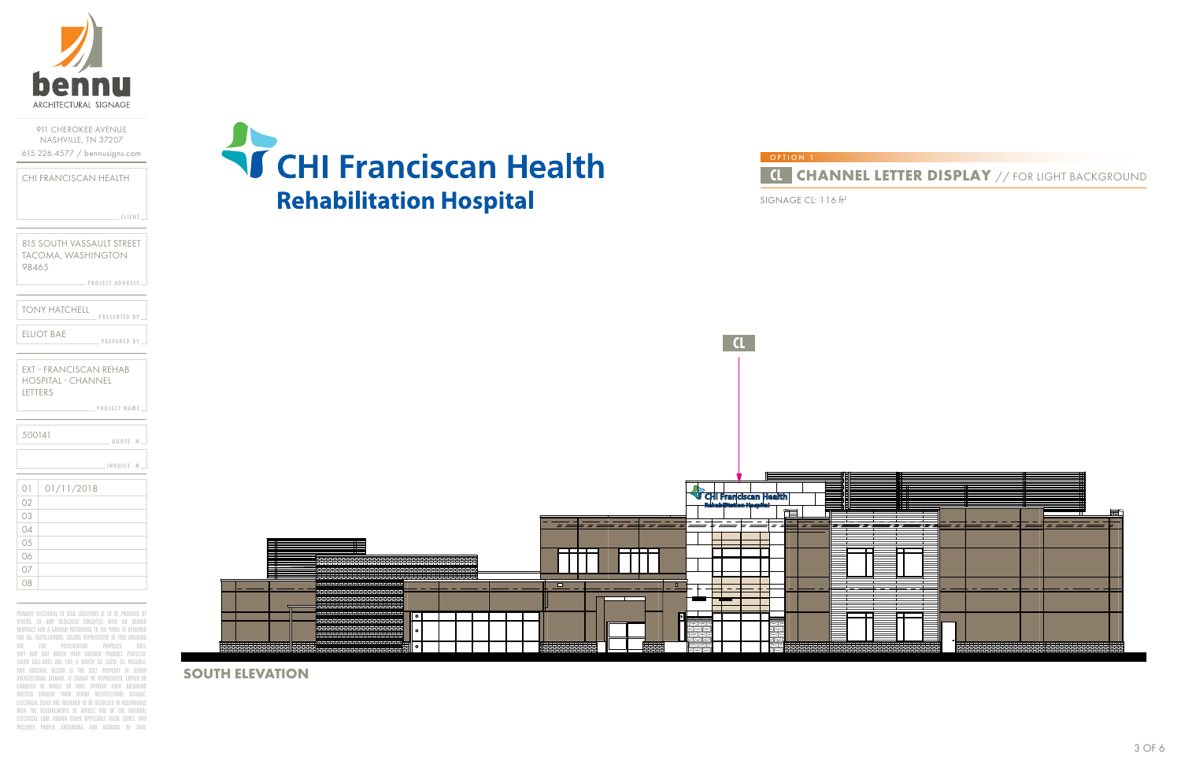**bennu**
ARCHITECTURAL SIGNAGE

911 CHEROKEE AVENUE
NASHVILLE, TN 37207
615.226.4577 / bennusigns.com

CHI FRANCISCAN HEALTH
CLIENT

815 SOUTH VASSAULT STREET
TACOMA, WASHINGTON
98465
PROJECT ADDRESS

TONY HATCHELL
PRESENTED BY

ELLIOT BAE
PREPARED BY

EXT - FRANCISCAN REHAB HOSPITAL - CHANNEL LETTERS
PROJECT NAME

500141
QUOTE #

INVOICE #

| | |
|---|---|
| 01 | 01/11/2018 |
| 02 | |
| 03 | |
| 04 | |
| 05 | |
| 06 | |
| 07 | |
| 08 | |

PRIMARY ELECTRICAL TO SIGN LOCATIONS IS TO BE PROVIDED BY OTHERS. 20 AMP DEDICATED CIRCUIT(S) WITH NO SHARED NEUTRALS AND A GROUND RETURNING TO THE PANEL IS REQUIRED FOR ALL INSTALLATIONS. COLORS REPRESENTED IN THIS DRAWING ARE FOR PRESENTATION PURPOSES ONLY. THEY MAY NOT MATCH YOUR FINISHED PRODUCT PERFECTLY. COLOR CALL-OUTS ARE FOR A MATCH AS CLOSE AS POSSIBLE. THIS ORIGINAL DESIGN IS THE SOLE PROPERTY OF BENNU ARCHITECTURAL SIGNAGE. IT CANNOT BE REPRODUCED, COPIED OR EXHIBITED IN WHOLE OR PART WITHOUT FIRST OBTAINING WRITTEN CONSENT FROM BENNU ARCHITECTURAL SIGNAGE. ELECTRICAL SIGNS ARE INTENDED TO BE INSTALLED IN ACCORDANCE WITH THE REQUIREMENTS OF ARTICLE 600 OF THE NATIONAL ELECTRICAL CODE AND/OR OTHER APPLICABLE LOCAL CODES. THIS INCLUDES PROPER GROUNDING AND BONDING OF SIGN.

CHI Franciscan Health
Rehabilitation Hospital

OPTION 1

## CL CHANNEL LETTER DISPLAY // FOR LIGHT BACKGROUND

SIGNAGE CL: 116 ft²

CL

CHI Franciscan Health
Rehabilitation Hospital

**SOUTH ELEVATION**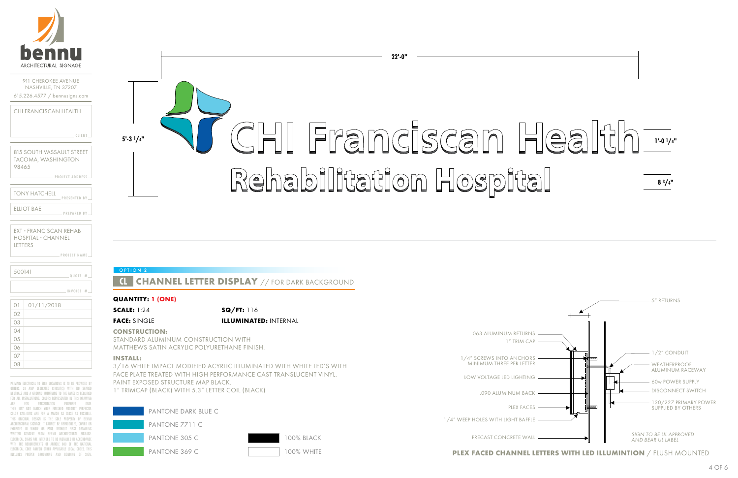**bennu**
ARCHITECTURAL SIGNAGE

911 CHEROKEE AVENUE
NASHVILLE, TN 37207
615.226.4577 / bennusigns.com

CHI FRANCISCAN HEALTH
CLIENT

815 SOUTH VASSAULT STREET
TACOMA, WASHINGTON
98465
PROJECT ADDRESS

TONY HATCHELL
PRESENTED BY

ELLIOT BAE
PREPARED BY

EXT - FRANCISCAN REHAB HOSPITAL - CHANNEL LETTERS
PROJECT NAME

500141
QUOTE #

INVOICE #

| | |
|---|---|
| 01 | 01/11/2018 |
| 02 | |
| 03 | |
| 04 | |
| 05 | |
| 06 | |
| 07 | |
| 08 | |

PRIMARY ELECTRICAL TO SIGN LOCATIONS IS TO BE PROVIDED BY OTHERS. 20 AMP DEDICATED CIRCUIT(S) WITH NO SHARED NEUTRALS AND A GROUND RETURNING TO THE PANEL IS REQUIRED FOR ALL INSTALLATIONS. COLORS REPRESENTED IN THIS DRAWING ARE FOR PRESENTATION PURPOSES ONLY. THEY MAY NOT MATCH YOUR FINISHED PRODUCT PERFECTLY. COLOR CALL-OUTS ARE FOR A MATCH AS CLOSE AS POSSIBLE. THIS ORIGINAL DESIGN IS THE SOLE PROPERTY OF BENNU ARCHITECTURAL SIGNAGE. IT CANNOT BE REPRODUCED, COPIED OR EXHIBITED IN WHOLE OR PART WITHOUT FIRST OBTAINING WRITTEN CONSENT FROM BENNU ARCHITECTURAL SIGNAGE. ELECTRICAL SIGNS ARE INTENDED TO BE INSTALLED IN ACCORDANCE WITH THE REQUIREMENTS OF ARTICLE 600 OF THE NATIONAL ELECTRICAL CODE AND/OR OTHER APPLICABLE LOCAL CODES. THIS INCLUDES PROPER GROUNDING AND BONDING OF SIGN.

22'-0"

5'-3 1/4"

CHI Franciscan Health — 1'-0 1/4"

Rehabilitation Hospital — 8 3/4"

OPTION 2

## CL CHANNEL LETTER DISPLAY // FOR DARK BACKGROUND

**QUANTITY: 1 (ONE)**

**SCALE:** 1:24 **SQ/FT:** 116

**FACE:** SINGLE **ILLUMINATED:** INTERNAL

**CONSTRUCTION:**
STANDARD ALUMINUM CONSTRUCTION WITH MATTHEWS SATIN ACRYLIC POLYURETHANE FINISH.

**INSTALL:**
3/16 WHITE IMPACT MODIFIED ACRYLIC ILLUMINATED WITH WHITE LED'S WITH FACE PLATE TREATED WITH HIGH PERFORMANCE CAST TRANSLUCENT VINYL. PAINT EXPOSED STRUCTURE MAP BLACK.
1" TRIMCAP (BLACK) WITH 5.3" LETTER COIL (BLACK)

- PANTONE DARK BLUE C
- PANTONE 7711 C
- PANTONE 305 C
- PANTONE 369 C
- 100% BLACK
- 100% WHITE

5" RETURNS
.063 ALUMINUM RETURNS
1" TRIM CAP
1/4" SCREWS INTO ANCHORS MINIMUM THREE PER LETTER
LOW VOLTAGE LED LIGHTING
.090 ALUMINUM BACK
PLEX FACES
1/4" WEEP HOLES WITH LIGHT BAFFLE
PRECAST CONCRETE WALL
1/2" CONDUIT
WEATHERPROOF ALUMINUM RACEWAY
60w POWER SUPPLY
DISCONNECT SWITCH
120/227 PRIMARY POWER SUPPLIED BY OTHERS

*SIGN TO BE UL APPROVED AND BEAR UL LABEL*

**PLEX FACED CHANNEL LETTERS WITH LED ILLUMINTION** / FLUSH MOUNTED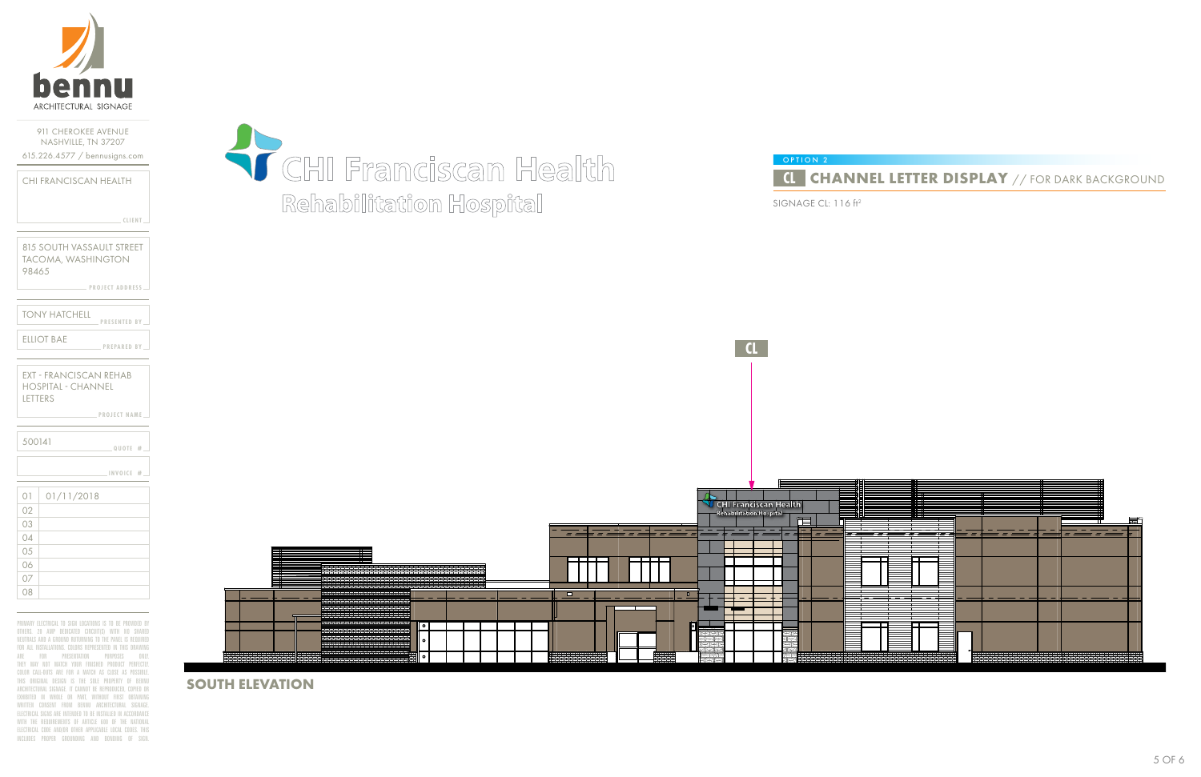# bennu
ARCHITECTURAL SIGNAGE

911 CHEROKEE AVENUE
NASHVILLE, TN 37207
615.226.4577 / bennusigns.com

| | |
|---|---|
| CLIENT | CHI FRANCISCAN HEALTH |
| PROJECT ADDRESS | 815 SOUTH VASSAULT STREET TACOMA, WASHINGTON 98465 |
| PRESENTED BY | TONY HATCHELL |
| PREPARED BY | ELLIOT BAE |
| PROJECT NAME | EXT - FRANCISCAN REHAB HOSPITAL - CHANNEL LETTERS |
| QUOTE # | 500141 |
| INVOICE # | |

| | |
|---|---|
| 01 | 01/11/2018 |
| 02 | |
| 03 | |
| 04 | |
| 05 | |
| 06 | |
| 07 | |
| 08 | |

PRIMARY ELECTRICAL TO SIGN LOCATIONS IS TO BE PROVIDED BY OTHERS. 20 AMP DEDICATED CIRCUIT(S) WITH NO SHARED NEUTRALS AND A GROUND RETURNING TO THE PANEL IS REQUIRED FOR ALL INSTALLATIONS. COLORS REPRESENTED IN THIS DRAWING ARE FOR PRESENTATION PURPOSES ONLY. THEY MAY NOT MATCH YOUR FINISHED PRODUCT PERFECTLY. COLOR CALL-OUTS ARE FOR A MATCH AS CLOSE AS POSSIBLE. THIS ORIGINAL DESIGN IS THE SOLE PROPERTY OF BENNU ARCHITECTURAL SIGNAGE. IT CANNOT BE REPRODUCED, COPIED OR EXHIBITED IN WHOLE OR PART WITHOUT FIRST OBTAINING WRITTEN CONSENT FROM BENNU ARCHITECTURAL SIGNAGE. ELECTRICAL SIGNS ARE INTENDED TO BE INSTALLED IN ACCORDANCE WITH THE REQUIREMENTS OF ARTICLE 600 OF THE NATIONAL ELECTRICAL CODE AND/OR OTHER APPLICABLE LOCAL CODES. THIS INCLUDES PROPER GROUNDING AND BONDING OF SIGN.

CHI Franciscan Health
Rehabilitation Hospital

OPTION 2

## CL CHANNEL LETTER DISPLAY // FOR DARK BACKGROUND

SIGNAGE CL: 116 ft²

CL

CHI Franciscan Health
Rehabilitation Hospital

**SOUTH ELEVATION**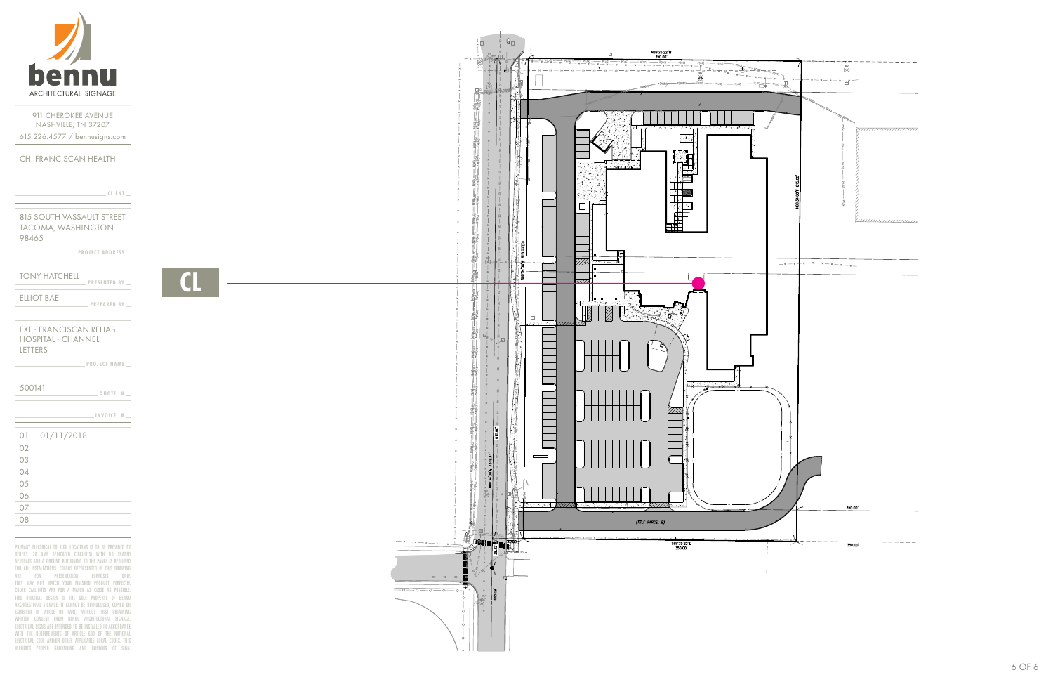bennu

ARCHITECTURAL SIGNAGE

911 CHEROKEE AVENUE
NASHVILLE, TN 37207
615.226.4577 / bennusigns.com

| | |
|---|---|
| CHI FRANCISCAN HEALTH | CLIENT |
| 815 SOUTH VASSAULT STREET TACOMA, WASHINGTON 98465 | PROJECT ADDRESS |
| TONY HATCHELL | PRESENTED BY |
| ELLIOT BAE | PREPARED BY |
| EXT - FRANCISCAN REHAB HOSPITAL - CHANNEL LETTERS | PROJECT NAME |
| 500141 | QUOTE # |
| | INVOICE # |

| | |
|---|---|
| 01 | 01/11/2018 |
| 02 | |
| 03 | |
| 04 | |
| 05 | |
| 06 | |
| 07 | |
| 08 | |

PRIMARY ELECTRICAL TO SIGN LOCATIONS IS TO BE PROVIDED BY OTHERS. 20 AMP DEDICATED CIRCUIT(S) WITH NO SHARED NEUTRALS AND A GROUND RETURNING TO THE PANEL IS REQUIRED FOR ALL INSTALLATIONS. COLORS REPRESENTED IN THIS DRAWING ARE FOR PRESENTATION PURPOSES ONLY. THEY MAY NOT MATCH YOUR FINISHED PRODUCT PERFECTLY. COLOR CALL-OUTS ARE FOR A MATCH AS CLOSE AS POSSIBLE. THIS ORIGINAL DESIGN IS THE SOLE PROPERTY OF BENNU ARCHITECTURAL SIGNAGE. IT CANNOT BE REPRODUCED, COPIED OR EXHIBITED IN WHOLE OR PART WITHOUT FIRST OBTAINING WRITTEN CONSENT FROM BENNU ARCHITECTURAL SIGNAGE. ELECTRICAL SIGNS ARE INTENDED TO BE INSTALLED IN ACCORDANCE WITH THE REQUIREMENTS OF ARTICLE 600 OF THE NATIONAL ELECTRICAL CODE AND/OR OTHER APPLICABLE LOCAL CODES. THIS INCLUDES PROPER GROUNDING AND BONDING OF SIGN.

CL

N89°25'22"W 350.00'

N00°34'08"E 615.00'

S00°34'08"W 615.00'

615.00'

N00°34'08"E 1318.41'

(TOLE PARCEL B)

S89°25'22"E 350.00'

350.00'

350.00'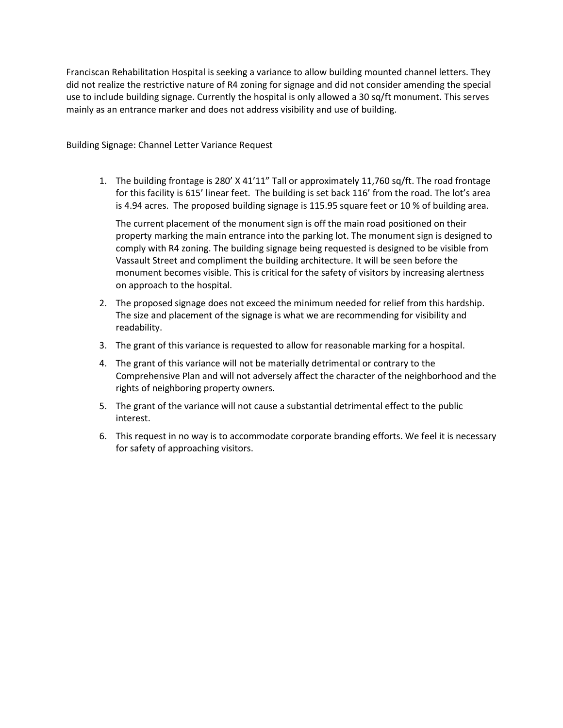Franciscan Rehabilitation Hospital is seeking a variance to allow building mounted channel letters. They did not realize the restrictive nature of R4 zoning for signage and did not consider amending the special use to include building signage. Currently the hospital is only allowed a 30 sq/ft monument. This serves mainly as an entrance marker and does not address visibility and use of building.

Building Signage: Channel Letter Variance Request

1. The building frontage is 280' X 41'11" Tall or approximately 11,760 sq/ft. The road frontage for this facility is 615' linear feet. The building is set back 116' from the road. The lot's area is 4.94 acres. The proposed building signage is 115.95 square feet or 10 % of building area.

   The current placement of the monument sign is off the main road positioned on their property marking the main entrance into the parking lot. The monument sign is designed to comply with R4 zoning. The building signage being requested is designed to be visible from Vassault Street and compliment the building architecture. It will be seen before the monument becomes visible. This is critical for the safety of visitors by increasing alertness on approach to the hospital.

2. The proposed signage does not exceed the minimum needed for relief from this hardship. The size and placement of the signage is what we are recommending for visibility and readability.
3. The grant of this variance is requested to allow for reasonable marking for a hospital.
4. The grant of this variance will not be materially detrimental or contrary to the Comprehensive Plan and will not adversely affect the character of the neighborhood and the rights of neighboring property owners.
5. The grant of the variance will not cause a substantial detrimental effect to the public interest.
6. This request in no way is to accommodate corporate branding efforts. We feel it is necessary for safety of approaching visitors.